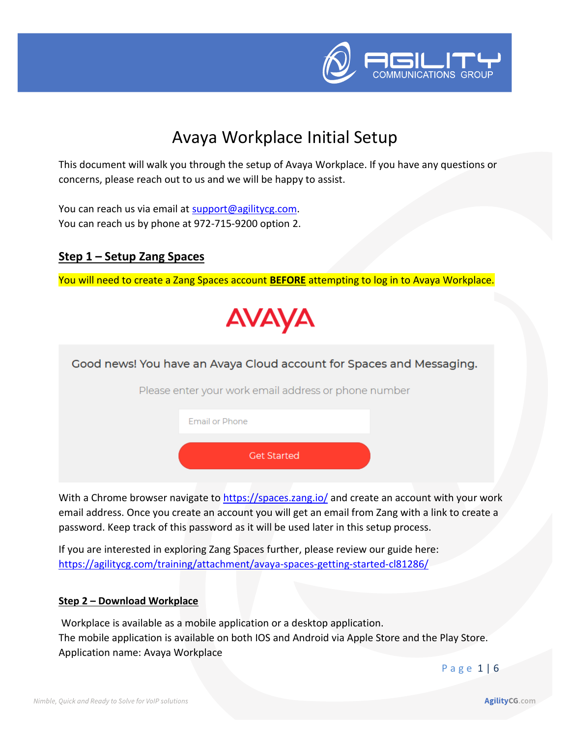# Avaya Workplace Initial Setup

This document will walk you through the setup of Avaya Workplace. If you have any questions or concerns, please reach out to us and we will be happy to assist.

You can reach us via email at support@agilitycg.com.
You can reach us by phone at 972-715-9200 option 2.

## Step 1 – Setup Zang Spaces

You will need to create a Zang Spaces account **BEFORE** attempting to log in to Avaya Workplace.

AVAYA

Good news! You have an Avaya Cloud account for Spaces and Messaging.

Please enter your work email address or phone number

Email or Phone

Get Started

With a Chrome browser navigate to https://spaces.zang.io/ and create an account with your work email address. Once you create an account you will get an email from Zang with a link to create a password. Keep track of this password as it will be used later in this setup process.

If you are interested in exploring Zang Spaces further, please review our guide here:
https://agilitycg.com/training/attachment/avaya-spaces-getting-started-cl81286/

### Step 2 – Download Workplace

Workplace is available as a mobile application or a desktop application.
The mobile application is available on both IOS and Android via Apple Store and the Play Store.
Application name: Avaya Workplace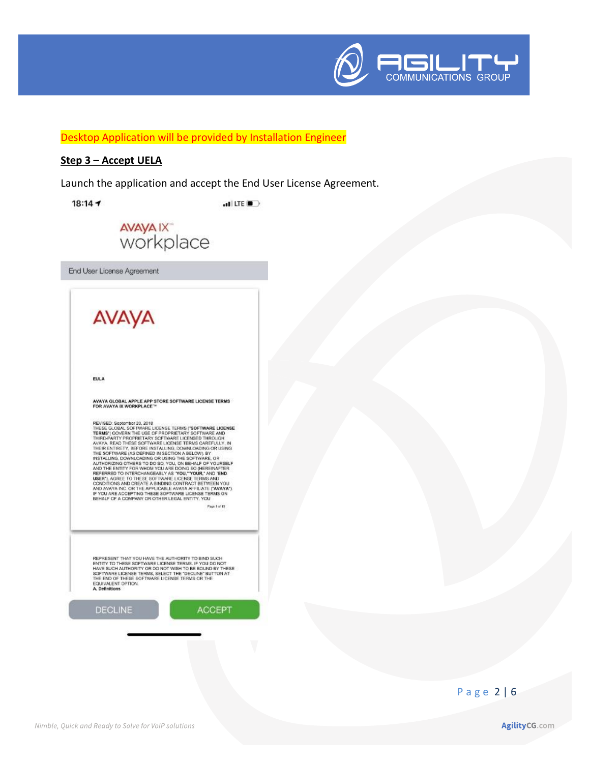Desktop Application will be provided by Installation Engineer

**Step 3 – Accept UELA**

Launch the application and accept the End User License Agreement.

18:14

AVAYA IX™ workplace

End User License Agreement

AVAYA

EULA

AVAYA GLOBAL APPLE APP STORE SOFTWARE LICENSE TERMS FOR AVAYA IX WORKPLACE™

REVISED: September 20, 2018
THESE GLOBAL SOFTWARE LICENSE TERMS ("SOFTWARE LICENSE TERMS") GOVERN THE USE OF PROPRIETARY SOFTWARE AND THIRD-PARTY PROPRIETARY SOFTWARE LICENSED THROUGH AVAYA. READ THESE SOFTWARE LICENSE TERMS CAREFULLY, IN THEIR ENTIRETY, BEFORE INSTALLING, DOWNLOADING OR USING THE SOFTWARE (AS DEFINED IN SECTION A BELOW). BY INSTALLING, DOWNLOADING OR USING THE SOFTWARE, OR AUTHORIZING OTHERS TO DO SO, YOU, ON BEHALF OF YOURSELF AND THE ENTITY FOR WHOM YOU ARE DOING SO (HEREINAFTER REFERRED TO INTERCHANGEABLY AS "YOU," "YOUR," AND "END USER"), AGREE TO THESE SOFTWARE LICENSE TERMS AND CONDITIONS AND CREATE A BINDING CONTRACT BETWEEN YOU AND AVAYA INC. OR THE APPLICABLE AVAYA AFFILIATE ("AVAYA"). IF YOU ARE ACCEPTING THESE SOFTWARE LICENSE TERMS ON BEHALF OF A COMPANY OR OTHER LEGAL ENTITY, YOU

Page 1 of 10

REPRESENT THAT YOU HAVE THE AUTHORITY TO BIND SUCH ENTITY TO THESE SOFTWARE LICENSE TERMS. IF YOU DO NOT HAVE SUCH AUTHORITY OR DO NOT WISH TO BE BOUND BY THESE SOFTWARE LICENSE TERMS, SELECT THE "DECLINE" BUTTON AT THE END OF THESE SOFTWARE LICENSE TERMS OR THE EQUIVALENT OPTION.
A. Definitions

DECLINE ACCEPT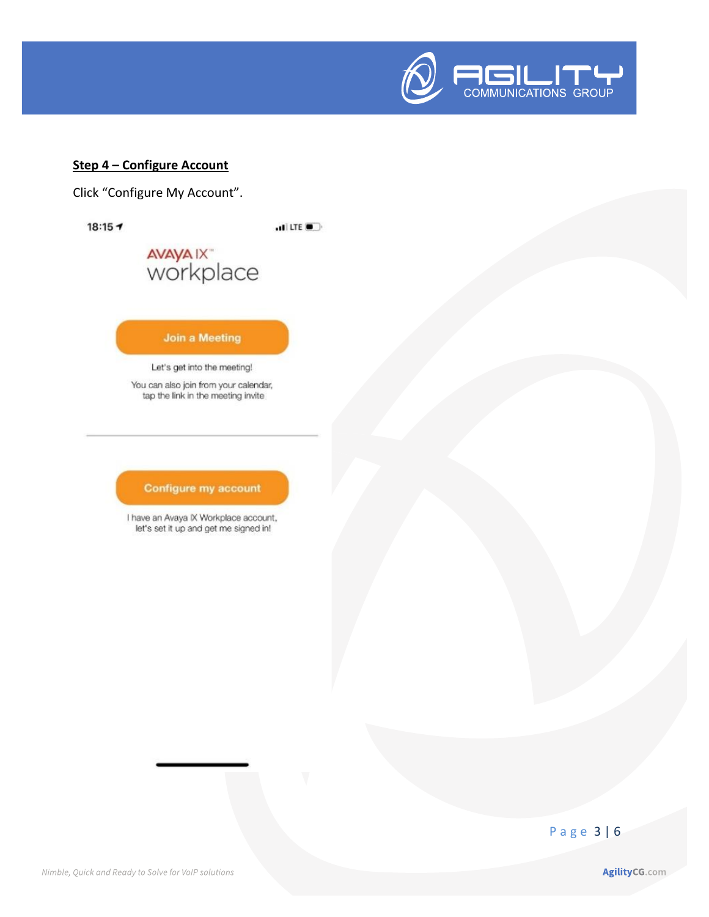**Step 4 – Configure Account**

Click "Configure My Account".

18:15

AVAYA IX workplace

Join a Meeting

Let's get into the meeting!

You can also join from your calendar, tap the link in the meeting invite

Configure my account

I have an Avaya IX Workplace account, let's set it up and get me signed in!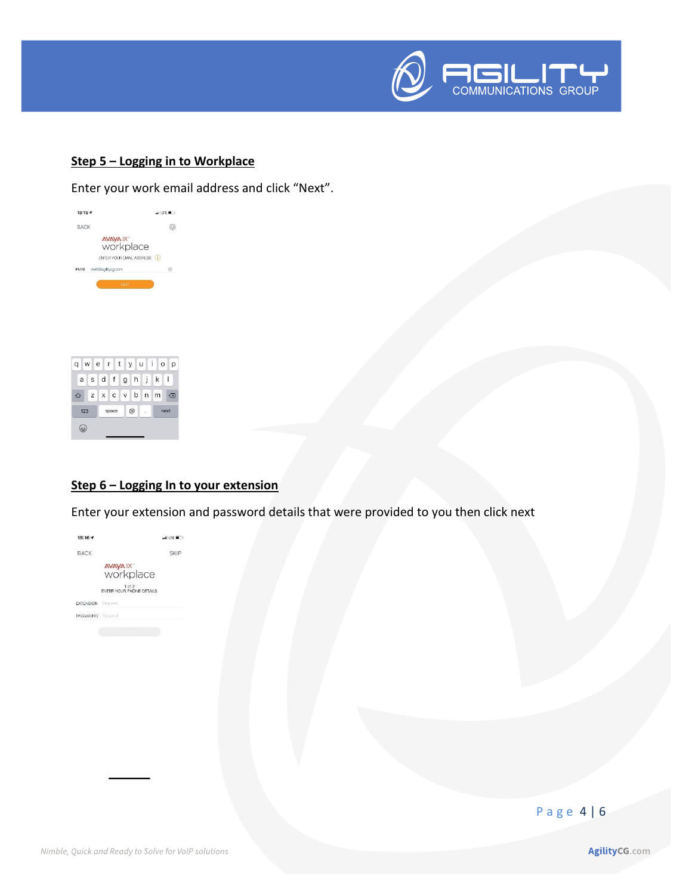## Step 5 – Logging in to Workplace

Enter your work email address and click "Next".

## Step 6 – Logging In to your extension

Enter your extension and password details that were provided to you then click next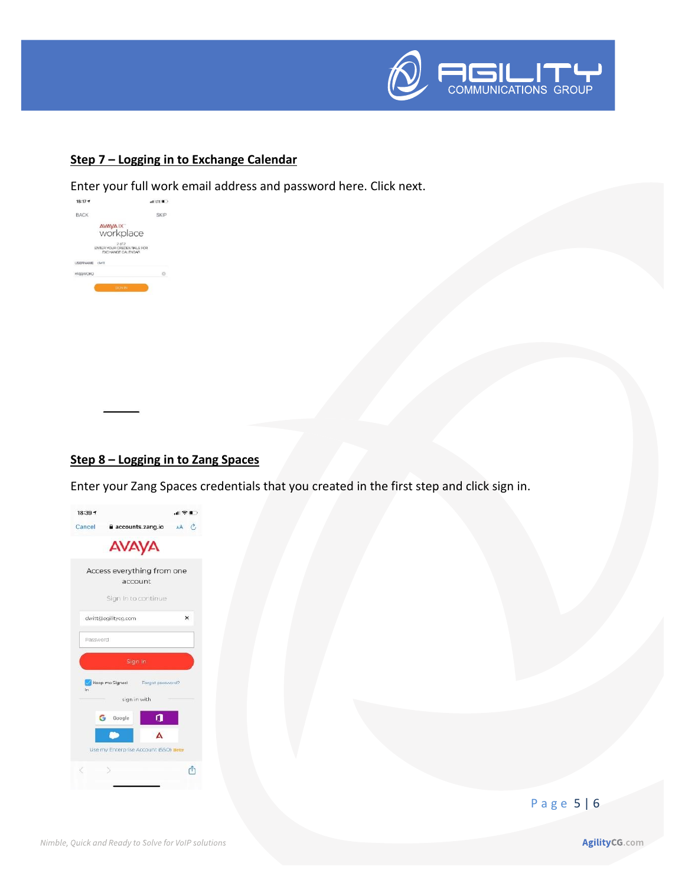## Step 7 – Logging in to Exchange Calendar

Enter your full work email address and password here. Click next.

## Step 8 – Logging in to Zang Spaces

Enter your Zang Spaces credentials that you created in the first step and click sign in.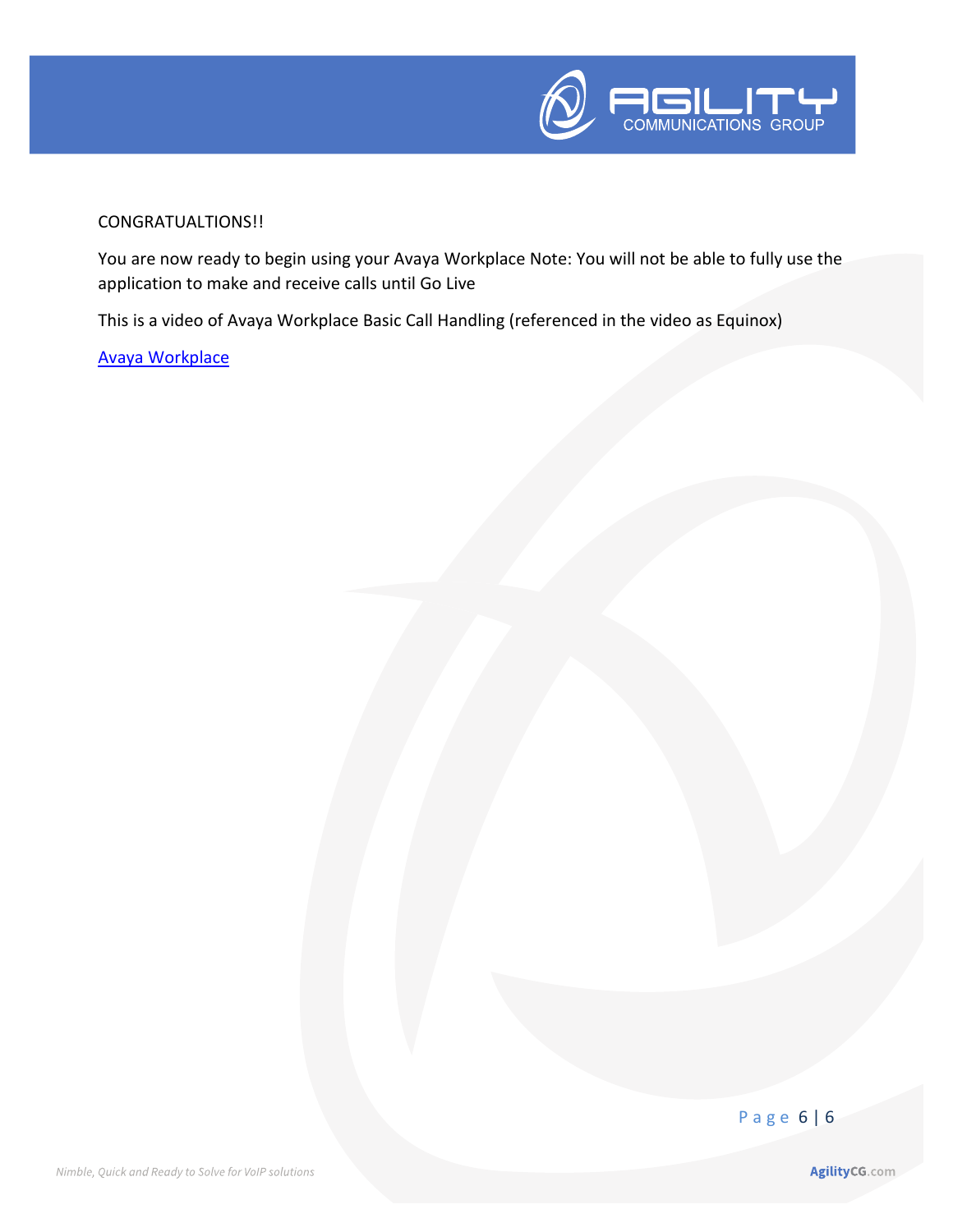CONGRATUALTIONS!!

You are now ready to begin using your Avaya Workplace Note: You will not be able to fully use the application to make and receive calls until Go Live

This is a video of Avaya Workplace Basic Call Handling (referenced in the video as Equinox)

Avaya Workplace